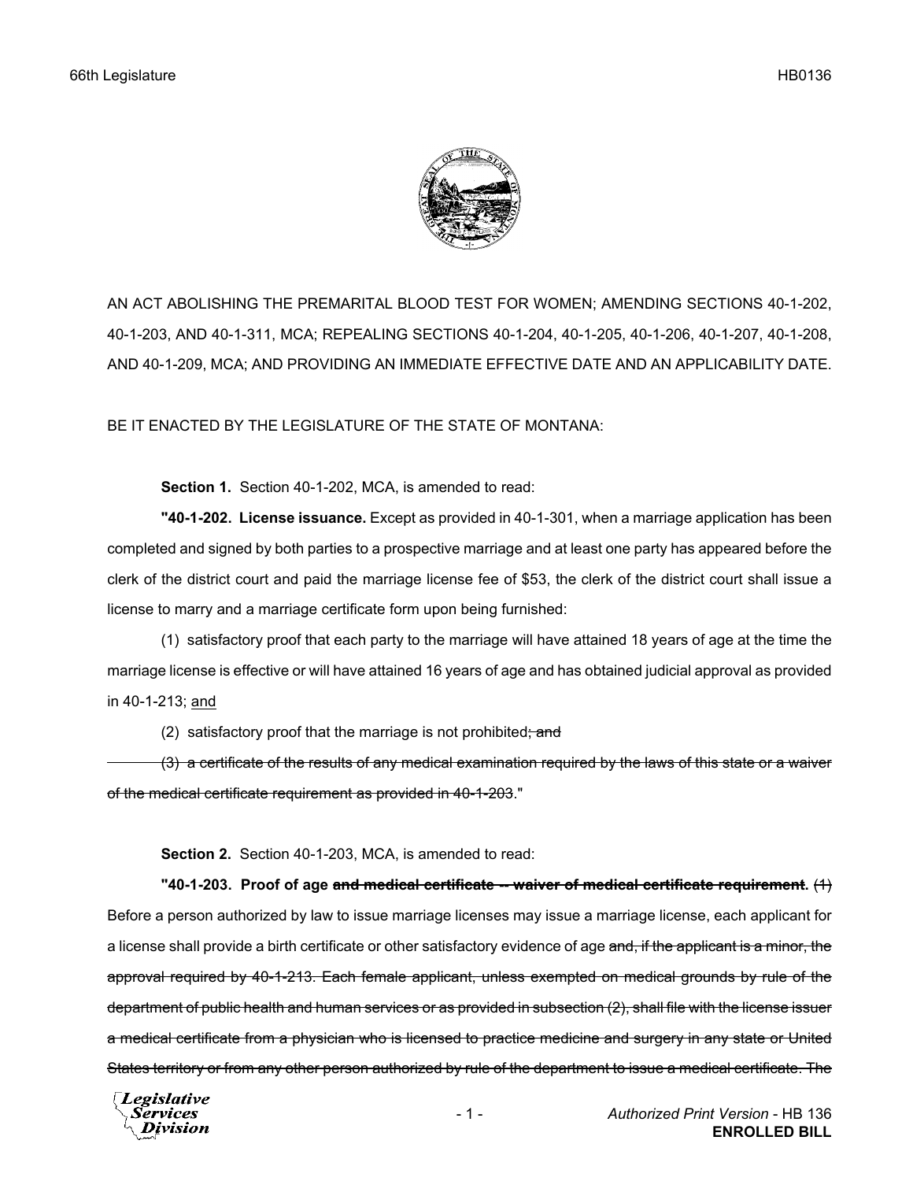AN ACT ABOLISHING THE PREMARITAL BLOOD TEST FOR WOMEN; AMENDING SECTIONS 40-1-202, 40-1-203, AND 40-1-311, MCA; REPEALING SECTIONS 40-1-204, 40-1-205, 40-1-206, 40-1-207, 40-1-208, AND 40-1-209, MCA; AND PROVIDING AN IMMEDIATE EFFECTIVE DATE AND AN APPLICABILITY DATE.

BE IT ENACTED BY THE LEGISLATURE OF THE STATE OF MONTANA:

**Section 1.** Section 40-1-202, MCA, is amended to read:

**"40-1-202. License issuance.** Except as provided in 40-1-301, when a marriage application has been completed and signed by both parties to a prospective marriage and at least one party has appeared before the clerk of the district court and paid the marriage license fee of $53, the clerk of the district court shall issue a license to marry and a marriage certificate form upon being furnished:

(1) satisfactory proof that each party to the marriage will have attained 18 years of age at the time the marriage license is effective or will have attained 16 years of age and has obtained judicial approval as provided in 40-1-213; <u>and</u>

(2) satisfactory proof that the marriage is not prohibited~~; and~~

~~(3) a certificate of the results of any medical examination required by the laws of this state or a waiver of the medical certificate requirement as provided in 40-1-203~~."

**Section 2.** Section 40-1-203, MCA, is amended to read:

**"40-1-203. Proof of age ~~and medical certificate -- waiver of medical certificate requirement~~.** ~~(1)~~ Before a person authorized by law to issue marriage licenses may issue a marriage license, each applicant for a license shall provide a birth certificate or other satisfactory evidence of age ~~and, if the applicant is a minor, the approval required by 40-1-213. Each female applicant, unless exempted on medical grounds by rule of the department of public health and human services or as provided in subsection (2), shall file with the license issuer a medical certificate from a physician who is licensed to practice medicine and surgery in any state or United States territory or from any other person authorized by rule of the department to issue a medical certificate. The~~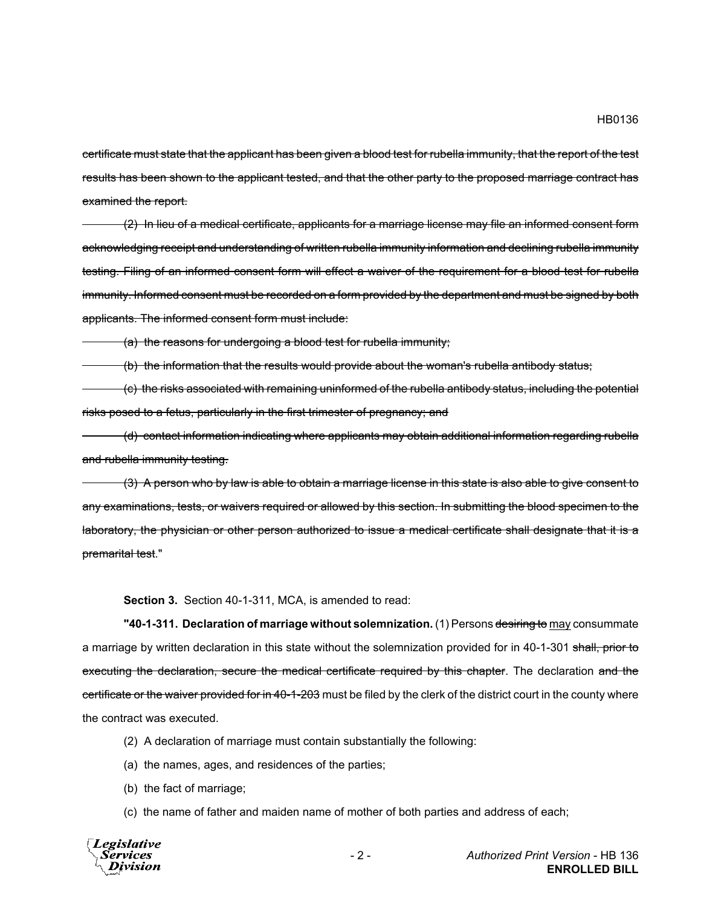~~certificate must state that the applicant has been given a blood test for rubella immunity, that the report of the test results has been shown to the applicant tested, and that the other party to the proposed marriage contract has examined the report.~~

~~(2) In lieu of a medical certificate, applicants for a marriage license may file an informed consent form acknowledging receipt and understanding of written rubella immunity information and declining rubella immunity testing. Filing of an informed consent form will effect a waiver of the requirement for a blood test for rubella immunity. Informed consent must be recorded on a form provided by the department and must be signed by both applicants. The informed consent form must include:~~

~~(a) the reasons for undergoing a blood test for rubella immunity;~~

~~(b) the information that the results would provide about the woman's rubella antibody status;~~

~~(c) the risks associated with remaining uninformed of the rubella antibody status, including the potential risks posed to a fetus, particularly in the first trimester of pregnancy; and~~

~~(d) contact information indicating where applicants may obtain additional information regarding rubella and rubella immunity testing.~~

~~(3) A person who by law is able to obtain a marriage license in this state is also able to give consent to any examinations, tests, or waivers required or allowed by this section. In submitting the blood specimen to the laboratory, the physician or other person authorized to issue a medical certificate shall designate that it is a premarital test~~."

**Section 3.** Section 40-1-311, MCA, is amended to read:

**"40-1-311. Declaration of marriage without solemnization.** (1) Persons ~~desiring to~~ <u>may</u> consummate a marriage by written declaration in this state without the solemnization provided for in 40-1-301 ~~shall, prior to executing the declaration, secure the medical certificate required by this chapter~~. The declaration ~~and the certificate or the waiver provided for in 40-1-203~~ must be filed by the clerk of the district court in the county where the contract was executed.

(2) A declaration of marriage must contain substantially the following:

(a) the names, ages, and residences of the parties;

(b) the fact of marriage;

(c) the name of father and maiden name of mother of both parties and address of each;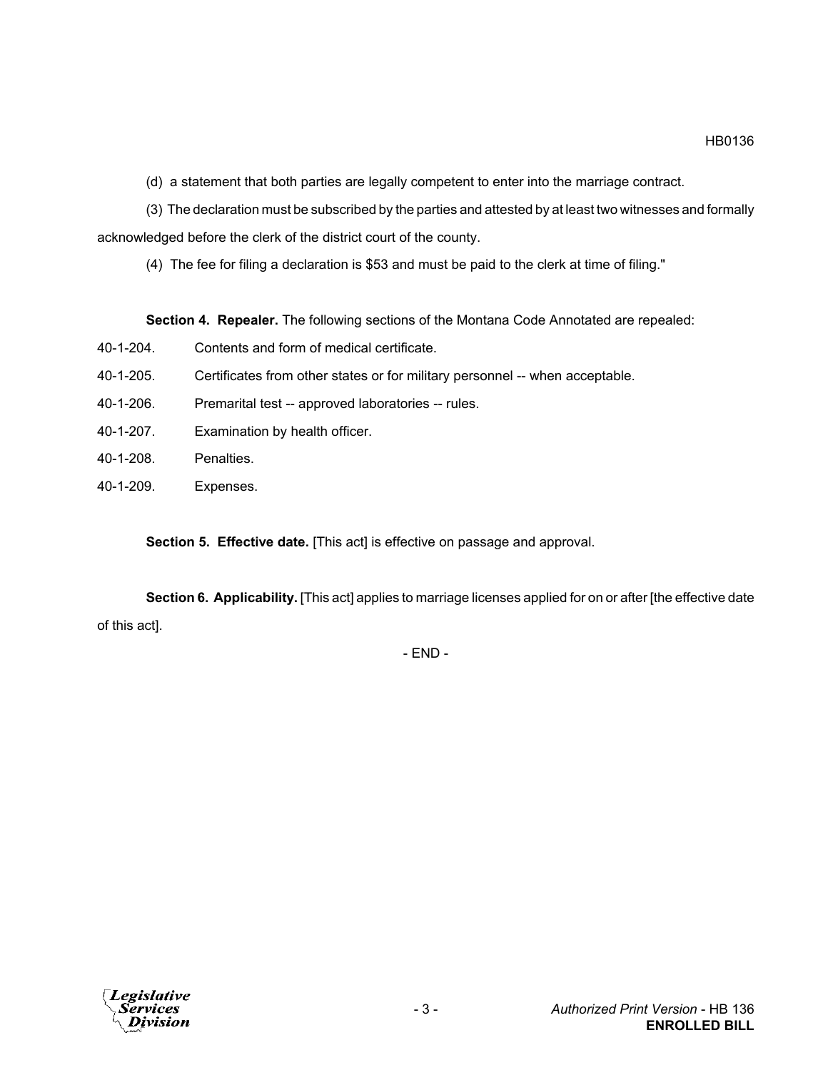(d) a statement that both parties are legally competent to enter into the marriage contract.

(3) The declaration must be subscribed by the parties and attested by at least two witnesses and formally acknowledged before the clerk of the district court of the county.

(4) The fee for filing a declaration is $53 and must be paid to the clerk at time of filing."

**Section 4. Repealer.** The following sections of the Montana Code Annotated are repealed:

40-1-204. Contents and form of medical certificate.

40-1-205. Certificates from other states or for military personnel -- when acceptable.

40-1-206. Premarital test -- approved laboratories -- rules.

40-1-207. Examination by health officer.

40-1-208. Penalties.

40-1-209. Expenses.

**Section 5. Effective date.** [This act] is effective on passage and approval.

**Section 6. Applicability.** [This act] applies to marriage licenses applied for on or after [the effective date of this act].

- END -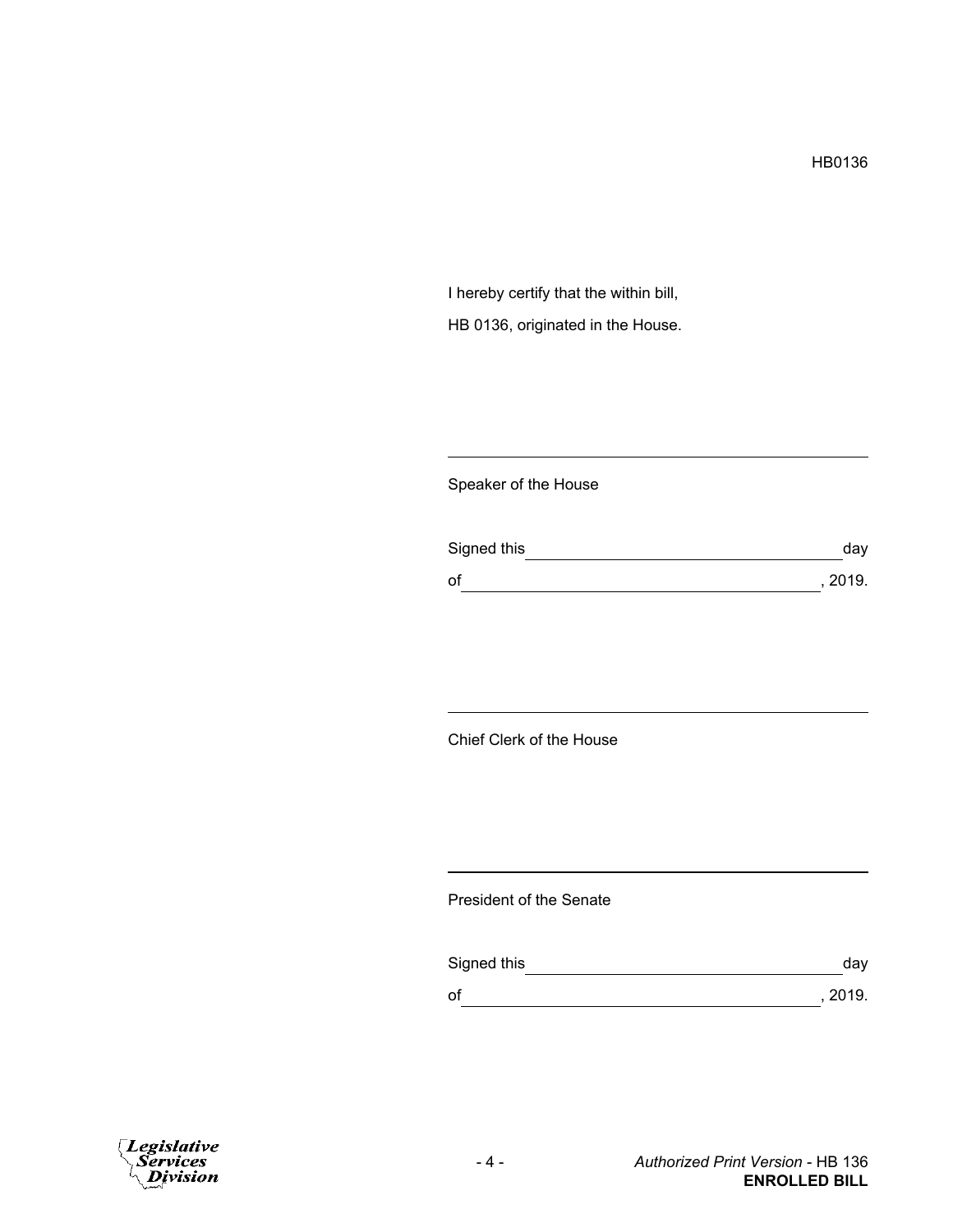HB0136

I hereby certify that the within bill,

HB 0136, originated in the House.

\_\_\_\_\_\_\_\_\_\_\_\_\_\_\_\_\_\_\_\_\_\_\_\_\_\_\_\_\_\_\_\_\_\_\_\_\_\_\_\_\_\_\_\_

Speaker of the House

Signed this \_\_\_\_\_\_\_\_\_\_\_\_\_\_\_\_\_\_\_\_\_\_\_\_\_\_\_\_\_\_\_\_ day

of \_\_\_\_\_\_\_\_\_\_\_\_\_\_\_\_\_\_\_\_\_\_\_\_\_\_\_\_\_\_\_\_\_\_\_\_\_\_, 2019.

\_\_\_\_\_\_\_\_\_\_\_\_\_\_\_\_\_\_\_\_\_\_\_\_\_\_\_\_\_\_\_\_\_\_\_\_\_\_\_\_\_\_\_\_

Chief Clerk of the House

\_\_\_\_\_\_\_\_\_\_\_\_\_\_\_\_\_\_\_\_\_\_\_\_\_\_\_\_\_\_\_\_\_\_\_\_\_\_\_\_\_\_\_\_

President of the Senate

Signed this \_\_\_\_\_\_\_\_\_\_\_\_\_\_\_\_\_\_\_\_\_\_\_\_\_\_\_\_\_\_\_\_ day

of \_\_\_\_\_\_\_\_\_\_\_\_\_\_\_\_\_\_\_\_\_\_\_\_\_\_\_\_\_\_\_\_\_\_\_\_\_\_, 2019.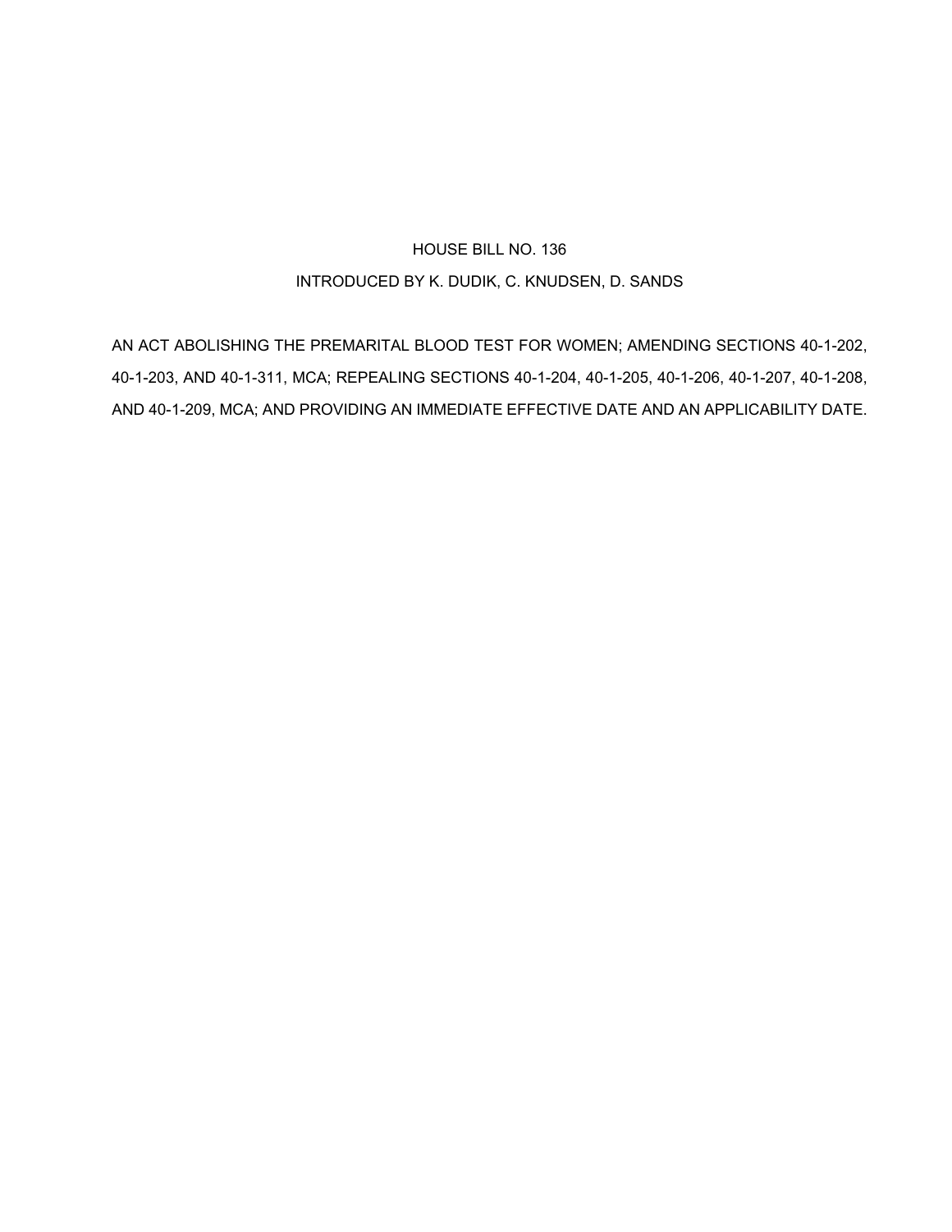HOUSE BILL NO. 136

INTRODUCED BY K. DUDIK, C. KNUDSEN, D. SANDS

AN ACT ABOLISHING THE PREMARITAL BLOOD TEST FOR WOMEN; AMENDING SECTIONS 40-1-202, 40-1-203, AND 40-1-311, MCA; REPEALING SECTIONS 40-1-204, 40-1-205, 40-1-206, 40-1-207, 40-1-208, AND 40-1-209, MCA; AND PROVIDING AN IMMEDIATE EFFECTIVE DATE AND AN APPLICABILITY DATE.